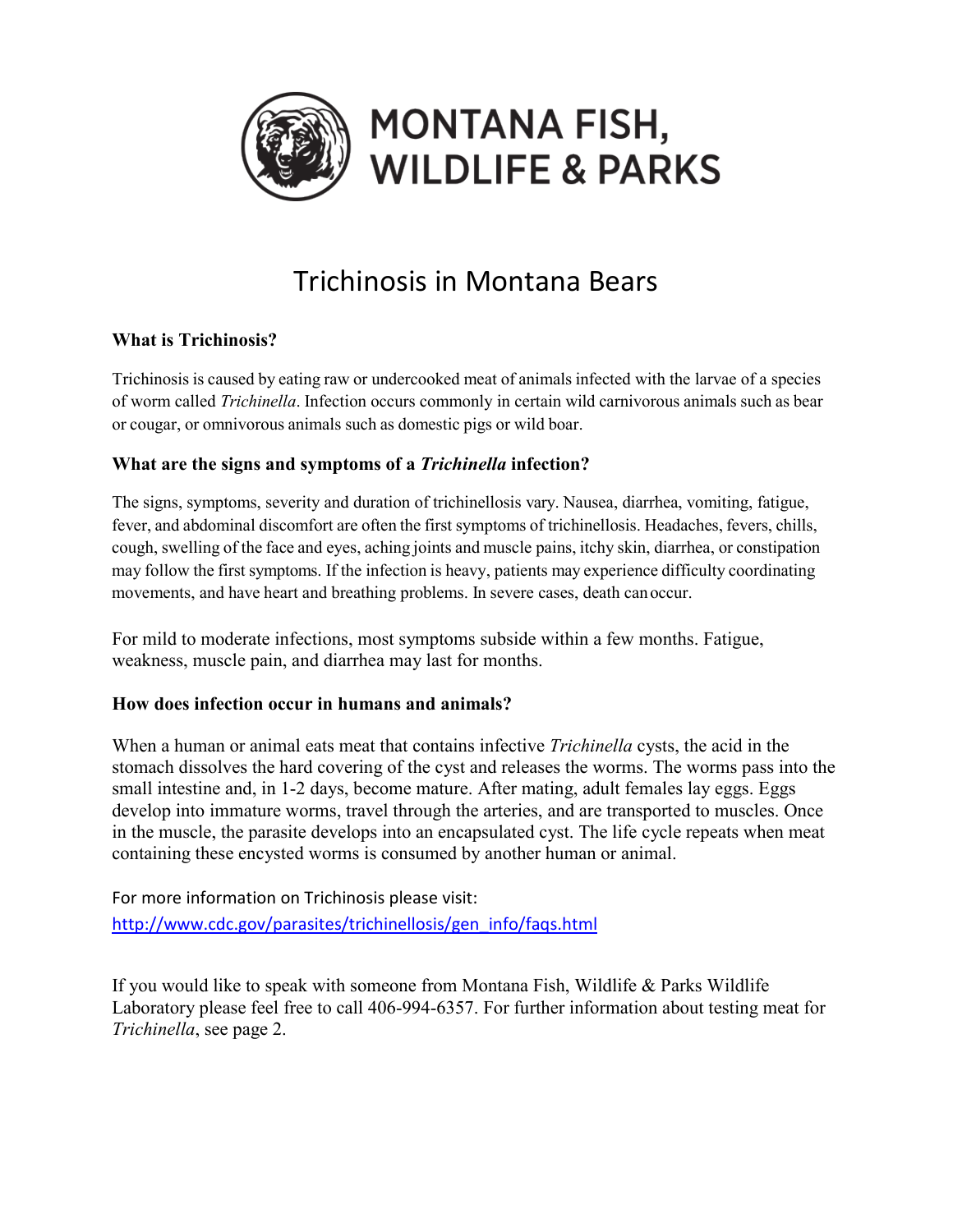MONTANA FISH, WILDLIFE & PARKS

# Trichinosis in Montana Bears

### What is Trichinosis?

Trichinosis is caused by eating raw or undercooked meat of animals infected with the larvae of a species of worm called *Trichinella*. Infection occurs commonly in certain wild carnivorous animals such as bear or cougar, or omnivorous animals such as domestic pigs or wild boar.

### What are the signs and symptoms of a *Trichinella* infection?

The signs, symptoms, severity and duration of trichinellosis vary. Nausea, diarrhea, vomiting, fatigue, fever, and abdominal discomfort are often the first symptoms of trichinellosis. Headaches, fevers, chills, cough, swelling of the face and eyes, aching joints and muscle pains, itchy skin, diarrhea, or constipation may follow the first symptoms. If the infection is heavy, patients may experience difficulty coordinating movements, and have heart and breathing problems. In severe cases, death can occur.

For mild to moderate infections, most symptoms subside within a few months. Fatigue, weakness, muscle pain, and diarrhea may last for months.

### How does infection occur in humans and animals?

When a human or animal eats meat that contains infective *Trichinella* cysts, the acid in the stomach dissolves the hard covering of the cyst and releases the worms. The worms pass into the small intestine and, in 1-2 days, become mature. After mating, adult females lay eggs. Eggs develop into immature worms, travel through the arteries, and are transported to muscles. Once in the muscle, the parasite develops into an encapsulated cyst. The life cycle repeats when meat containing these encysted worms is consumed by another human or animal.

For more information on Trichinosis please visit:
[http://www.cdc.gov/parasites/trichinellosis/gen_info/faqs.html](http://www.cdc.gov/parasites/trichinellosis/gen_info/faqs.html)

If you would like to speak with someone from Montana Fish, Wildlife & Parks Wildlife Laboratory please feel free to call 406-994-6357. For further information about testing meat for *Trichinella*, see page 2.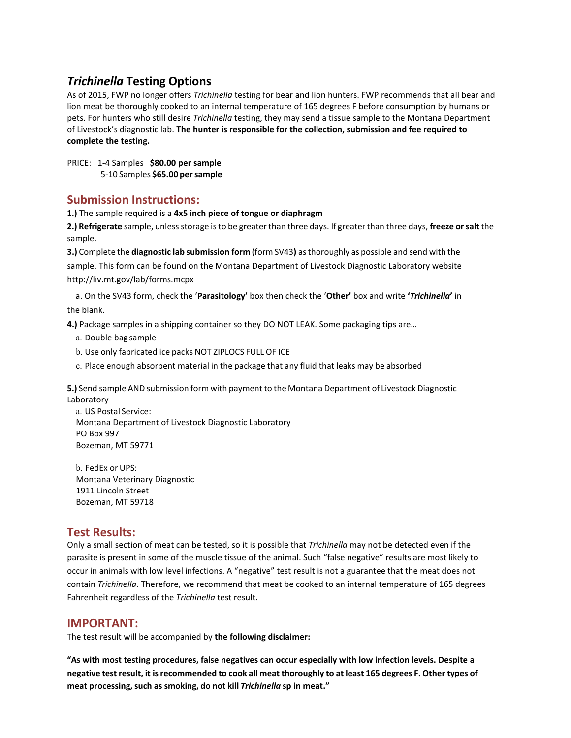## *Trichinella* Testing Options

As of 2015, FWP no longer offers *Trichinella* testing for bear and lion hunters. FWP recommends that all bear and lion meat be thoroughly cooked to an internal temperature of 165 degrees F before consumption by humans or pets. For hunters who still desire *Trichinella* testing, they may send a tissue sample to the Montana Department of Livestock's diagnostic lab. **The hunter is responsible for the collection, submission and fee required to complete the testing.**

PRICE: 1-4 Samples **$80.00 per sample**
5-10 Samples **$65.00 per sample**

## Submission Instructions:

**1.)** The sample required is a **4x5 inch piece of tongue or diaphragm**

**2.) Refrigerate** sample, unless storage is to be greater than three days. If greater than three days, **freeze or salt** the sample.

**3.)** Complete the **diagnostic lab submission form** (form SV43**)** as thoroughly as possible and send with the sample. This form can be found on the Montana Department of Livestock Diagnostic Laboratory website http://liv.mt.gov/lab/forms.mcpx

a. On the SV43 form, check the '**Parasitology'** box then check the '**Other'** box and write **'*Trichinella*'** in the blank.

**4.)** Package samples in a shipping container so they DO NOT LEAK. Some packaging tips are…

a. Double bag sample
b. Use only fabricated ice packs NOT ZIPLOCS FULL OF ICE
c. Place enough absorbent material in the package that any fluid that leaks may be absorbed

**5.)** Send sample AND submission form with payment to the Montana Department of Livestock Diagnostic Laboratory

a. US Postal Service:
Montana Department of Livestock Diagnostic Laboratory
PO Box 997
Bozeman, MT 59771

b. FedEx or UPS:
Montana Veterinary Diagnostic
1911 Lincoln Street
Bozeman, MT 59718

## Test Results:

Only a small section of meat can be tested, so it is possible that *Trichinella* may not be detected even if the parasite is present in some of the muscle tissue of the animal. Such "false negative" results are most likely to occur in animals with low level infections. A "negative" test result is not a guarantee that the meat does not contain *Trichinella*. Therefore, we recommend that meat be cooked to an internal temperature of 165 degrees Fahrenheit regardless of the *Trichinella* test result.

## IMPORTANT:

The test result will be accompanied by **the following disclaimer:**

**"As with most testing procedures, false negatives can occur especially with low infection levels. Despite a negative test result, it is recommended to cook all meat thoroughly to at least 165 degrees F. Other types of meat processing, such as smoking, do not kill *Trichinella* sp in meat."**